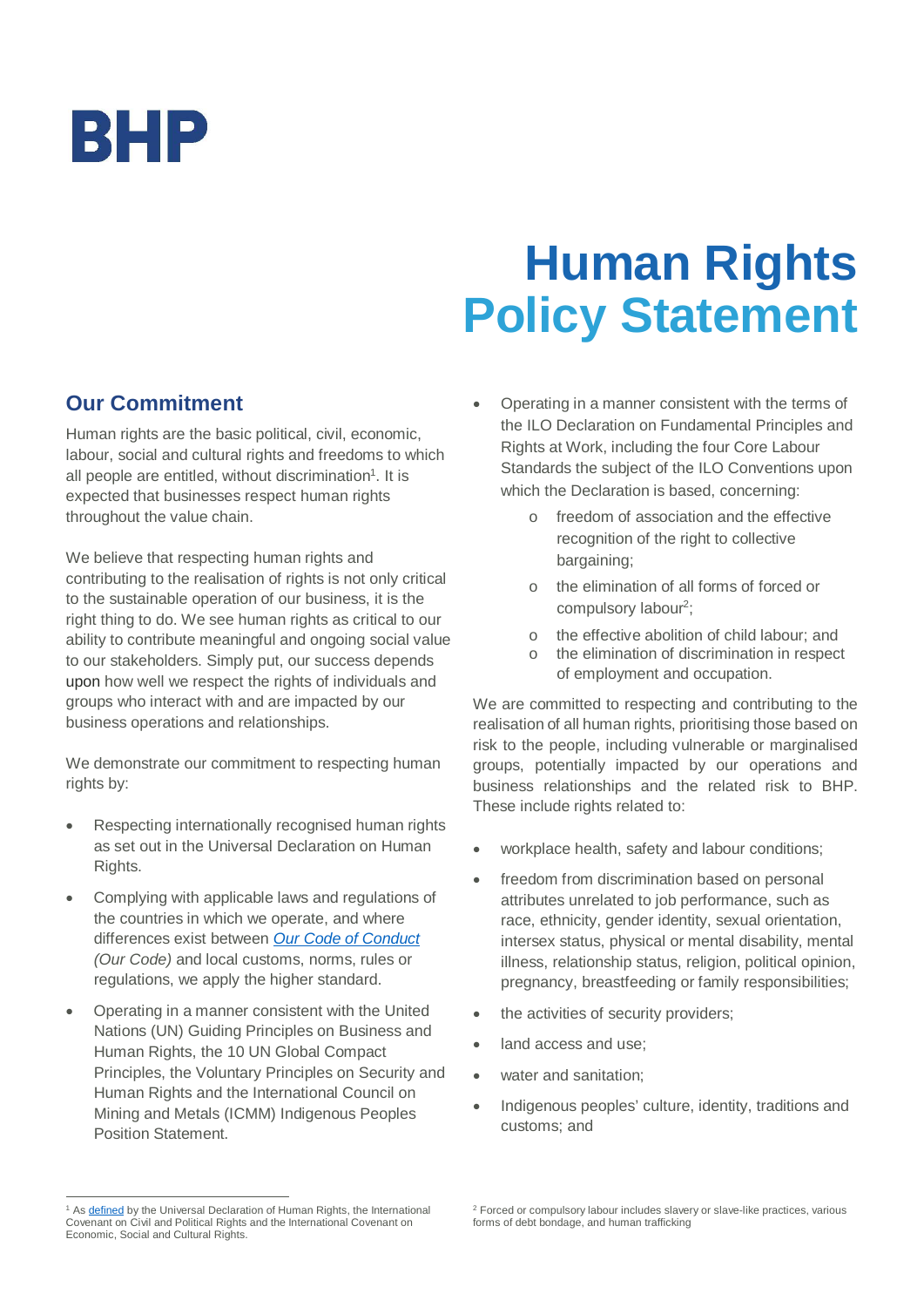BHP

# Human Rights Policy Statement

## Our Commitment

Human rights are the basic political, civil, economic, labour, social and cultural rights and freedoms to which all people are entitled, without discrimination[1]. It is expected that businesses respect human rights throughout the value chain.

We believe that respecting human rights and contributing to the realisation of rights is not only critical to the sustainable operation of our business, it is the right thing to do. We see human rights as critical to our ability to contribute meaningful and ongoing social value to our stakeholders. Simply put, our success depends upon how well we respect the rights of individuals and groups who interact with and are impacted by our business operations and relationships.

We demonstrate our commitment to respecting human rights by:

- Respecting internationally recognised human rights as set out in the Universal Declaration on Human Rights.
- Complying with applicable laws and regulations of the countries in which we operate, and where differences exist between *Our Code of Conduct (Our Code)* and local customs, norms, rules or regulations, we apply the higher standard.
- Operating in a manner consistent with the United Nations (UN) Guiding Principles on Business and Human Rights, the 10 UN Global Compact Principles, the Voluntary Principles on Security and Human Rights and the International Council on Mining and Metals (ICMM) Indigenous Peoples Position Statement.
- Operating in a manner consistent with the terms of the ILO Declaration on Fundamental Principles and Rights at Work, including the four Core Labour Standards the subject of the ILO Conventions upon which the Declaration is based, concerning:
  - freedom of association and the effective recognition of the right to collective bargaining;
  - the elimination of all forms of forced or compulsory labour[2];
  - the effective abolition of child labour; and
  - the elimination of discrimination in respect of employment and occupation.

We are committed to respecting and contributing to the realisation of all human rights, prioritising those based on risk to the people, including vulnerable or marginalised groups, potentially impacted by our operations and business relationships and the related risk to BHP. These include rights related to:

- workplace health, safety and labour conditions;
- freedom from discrimination based on personal attributes unrelated to job performance, such as race, ethnicity, gender identity, sexual orientation, intersex status, physical or mental disability, mental illness, relationship status, religion, political opinion, pregnancy, breastfeeding or family responsibilities;
- the activities of security providers;
- land access and use;
- water and sanitation;
- Indigenous peoples' culture, identity, traditions and customs; and

---

[1] As defined by the Universal Declaration of Human Rights, the International Covenant on Civil and Political Rights and the International Covenant on Economic, Social and Cultural Rights.

[2] Forced or compulsory labour includes slavery or slave-like practices, various forms of debt bondage, and human trafficking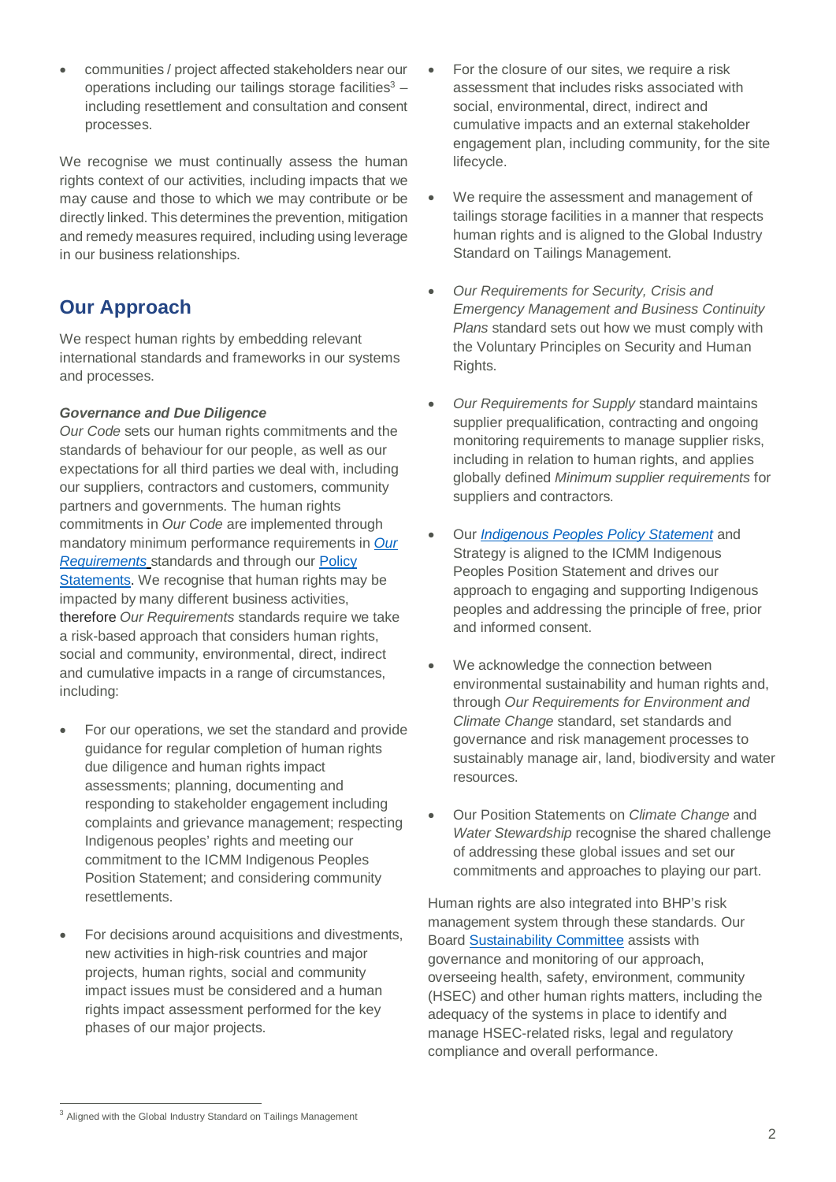- communities / project affected stakeholders near our operations including our tailings storage facilities[3] – including resettlement and consultation and consent processes.

We recognise we must continually assess the human rights context of our activities, including impacts that we may cause and those to which we may contribute or be directly linked. This determines the prevention, mitigation and remedy measures required, including using leverage in our business relationships.

## Our Approach

We respect human rights by embedding relevant international standards and frameworks in our systems and processes.

***Governance and Due Diligence***

*Our Code* sets our human rights commitments and the standards of behaviour for our people, as well as our expectations for all third parties we deal with, including our suppliers, contractors and customers, community partners and governments. The human rights commitments in *Our Code* are implemented through mandatory minimum performance requirements in *Our Requirements* standards and through our Policy Statements. We recognise that human rights may be impacted by many different business activities, therefore *Our Requirements* standards require we take a risk-based approach that considers human rights, social and community, environmental, direct, indirect and cumulative impacts in a range of circumstances, including:

- For our operations, we set the standard and provide guidance for regular completion of human rights due diligence and human rights impact assessments; planning, documenting and responding to stakeholder engagement including complaints and grievance management; respecting Indigenous peoples' rights and meeting our commitment to the ICMM Indigenous Peoples Position Statement; and considering community resettlements.
- For decisions around acquisitions and divestments, new activities in high-risk countries and major projects, human rights, social and community impact issues must be considered and a human rights impact assessment performed for the key phases of our major projects.
- For the closure of our sites, we require a risk assessment that includes risks associated with social, environmental, direct, indirect and cumulative impacts and an external stakeholder engagement plan, including community, for the site lifecycle.
- We require the assessment and management of tailings storage facilities in a manner that respects human rights and is aligned to the Global Industry Standard on Tailings Management.
- *Our Requirements for Security, Crisis and Emergency Management and Business Continuity Plans* standard sets out how we must comply with the Voluntary Principles on Security and Human Rights.
- *Our Requirements for Supply* standard maintains supplier prequalification, contracting and ongoing monitoring requirements to manage supplier risks, including in relation to human rights, and applies globally defined *Minimum supplier requirements* for suppliers and contractors.
- Our *Indigenous Peoples Policy Statement* and Strategy is aligned to the ICMM Indigenous Peoples Position Statement and drives our approach to engaging and supporting Indigenous peoples and addressing the principle of free, prior and informed consent.
- We acknowledge the connection between environmental sustainability and human rights and, through *Our Requirements for Environment and Climate Change* standard, set standards and governance and risk management processes to sustainably manage air, land, biodiversity and water resources.
- Our Position Statements on *Climate Change* and *Water Stewardship* recognise the shared challenge of addressing these global issues and set our commitments and approaches to playing our part.

Human rights are also integrated into BHP's risk management system through these standards. Our Board Sustainability Committee assists with governance and monitoring of our approach, overseeing health, safety, environment, community (HSEC) and other human rights matters, including the adequacy of the systems in place to identify and manage HSEC-related risks, legal and regulatory compliance and overall performance.

---

[3] Aligned with the Global Industry Standard on Tailings Management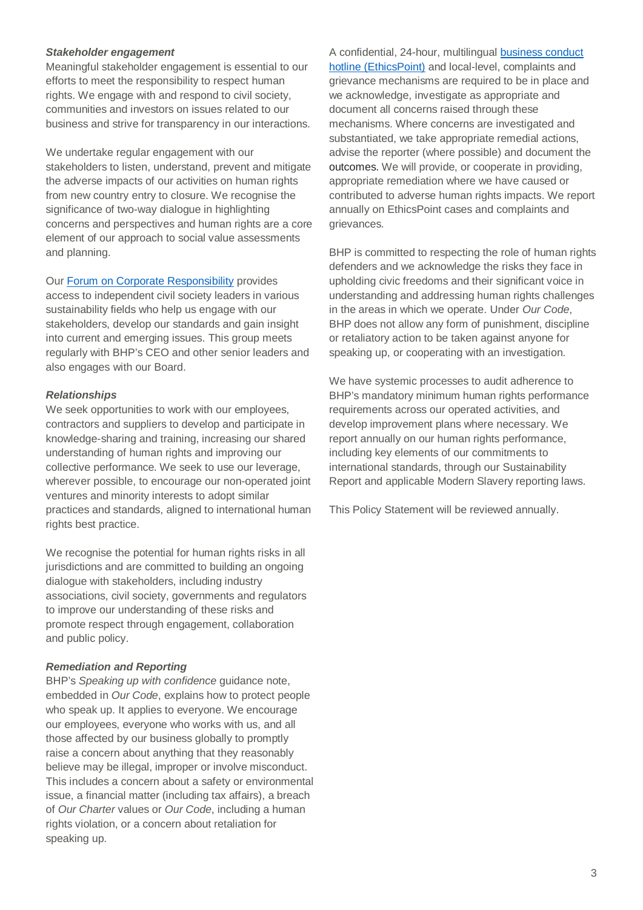### *Stakeholder engagement*

Meaningful stakeholder engagement is essential to our efforts to meet the responsibility to respect human rights. We engage with and respond to civil society, communities and investors on issues related to our business and strive for transparency in our interactions.

We undertake regular engagement with our stakeholders to listen, understand, prevent and mitigate the adverse impacts of our activities on human rights from new country entry to closure. We recognise the significance of two-way dialogue in highlighting concerns and perspectives and human rights are a core element of our approach to social value assessments and planning.

Our Forum on Corporate Responsibility provides access to independent civil society leaders in various sustainability fields who help us engage with our stakeholders, develop our standards and gain insight into current and emerging issues. This group meets regularly with BHP's CEO and other senior leaders and also engages with our Board.

### *Relationships*

We seek opportunities to work with our employees, contractors and suppliers to develop and participate in knowledge-sharing and training, increasing our shared understanding of human rights and improving our collective performance. We seek to use our leverage, wherever possible, to encourage our non-operated joint ventures and minority interests to adopt similar practices and standards, aligned to international human rights best practice.

We recognise the potential for human rights risks in all jurisdictions and are committed to building an ongoing dialogue with stakeholders, including industry associations, civil society, governments and regulators to improve our understanding of these risks and promote respect through engagement, collaboration and public policy.

### *Remediation and Reporting*

BHP's *Speaking up with confidence* guidance note, embedded in *Our Code*, explains how to protect people who speak up. It applies to everyone. We encourage our employees, everyone who works with us, and all those affected by our business globally to promptly raise a concern about anything that they reasonably believe may be illegal, improper or involve misconduct. This includes a concern about a safety or environmental issue, a financial matter (including tax affairs), a breach of *Our Charter* values or *Our Code*, including a human rights violation, or a concern about retaliation for speaking up.

A confidential, 24-hour, multilingual business conduct hotline (EthicsPoint) and local-level, complaints and grievance mechanisms are required to be in place and we acknowledge, investigate as appropriate and document all concerns raised through these mechanisms. Where concerns are investigated and substantiated, we take appropriate remedial actions, advise the reporter (where possible) and document the outcomes. We will provide, or cooperate in providing, appropriate remediation where we have caused or contributed to adverse human rights impacts. We report annually on EthicsPoint cases and complaints and grievances.

BHP is committed to respecting the role of human rights defenders and we acknowledge the risks they face in upholding civic freedoms and their significant voice in understanding and addressing human rights challenges in the areas in which we operate. Under *Our Code*, BHP does not allow any form of punishment, discipline or retaliatory action to be taken against anyone for speaking up, or cooperating with an investigation.

We have systemic processes to audit adherence to BHP's mandatory minimum human rights performance requirements across our operated activities, and develop improvement plans where necessary. We report annually on our human rights performance, including key elements of our commitments to international standards, through our Sustainability Report and applicable Modern Slavery reporting laws.

This Policy Statement will be reviewed annually.